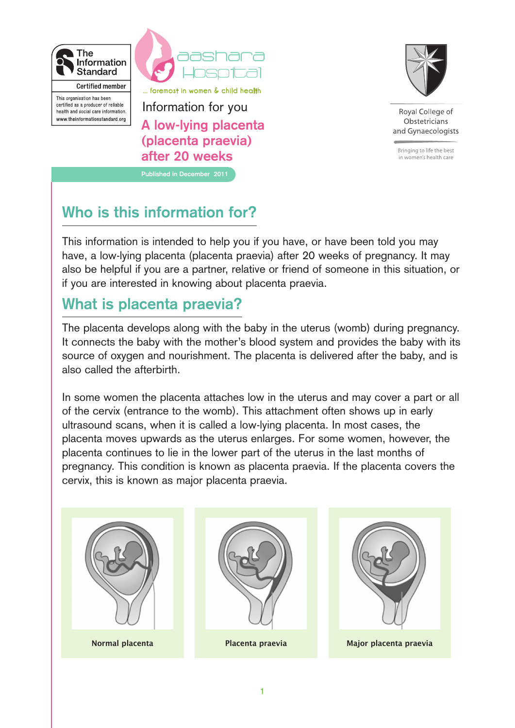The Information Standard

Certified member

This organisation has been certified as a producer of reliable health and social care information. www.theinformationstandard.org

aashara Hospital

... foremost in women & child health

Information for you

# A low-lying placenta (placenta praevia) after 20 weeks

Published in December 2011

Royal College of Obstetricians and Gynaecologists

Bringing to life the best in women's health care

## Who is this information for?

This information is intended to help you if you have, or have been told you may have, a low-lying placenta (placenta praevia) after 20 weeks of pregnancy. It may also be helpful if you are a partner, relative or friend of someone in this situation, or if you are interested in knowing about placenta praevia.

## What is placenta praevia?

The placenta develops along with the baby in the uterus (womb) during pregnancy. It connects the baby with the mother's blood system and provides the baby with its source of oxygen and nourishment. The placenta is delivered after the baby, and is also called the afterbirth.

In some women the placenta attaches low in the uterus and may cover a part or all of the cervix (entrance to the womb). This attachment often shows up in early ultrasound scans, when it is called a low-lying placenta. In most cases, the placenta moves upwards as the uterus enlarges. For some women, however, the placenta continues to lie in the lower part of the uterus in the last months of pregnancy. This condition is known as placenta praevia. If the placenta covers the cervix, this is known as major placenta praevia.

**Normal placenta**

**Placenta praevia**

**Major placenta praevia**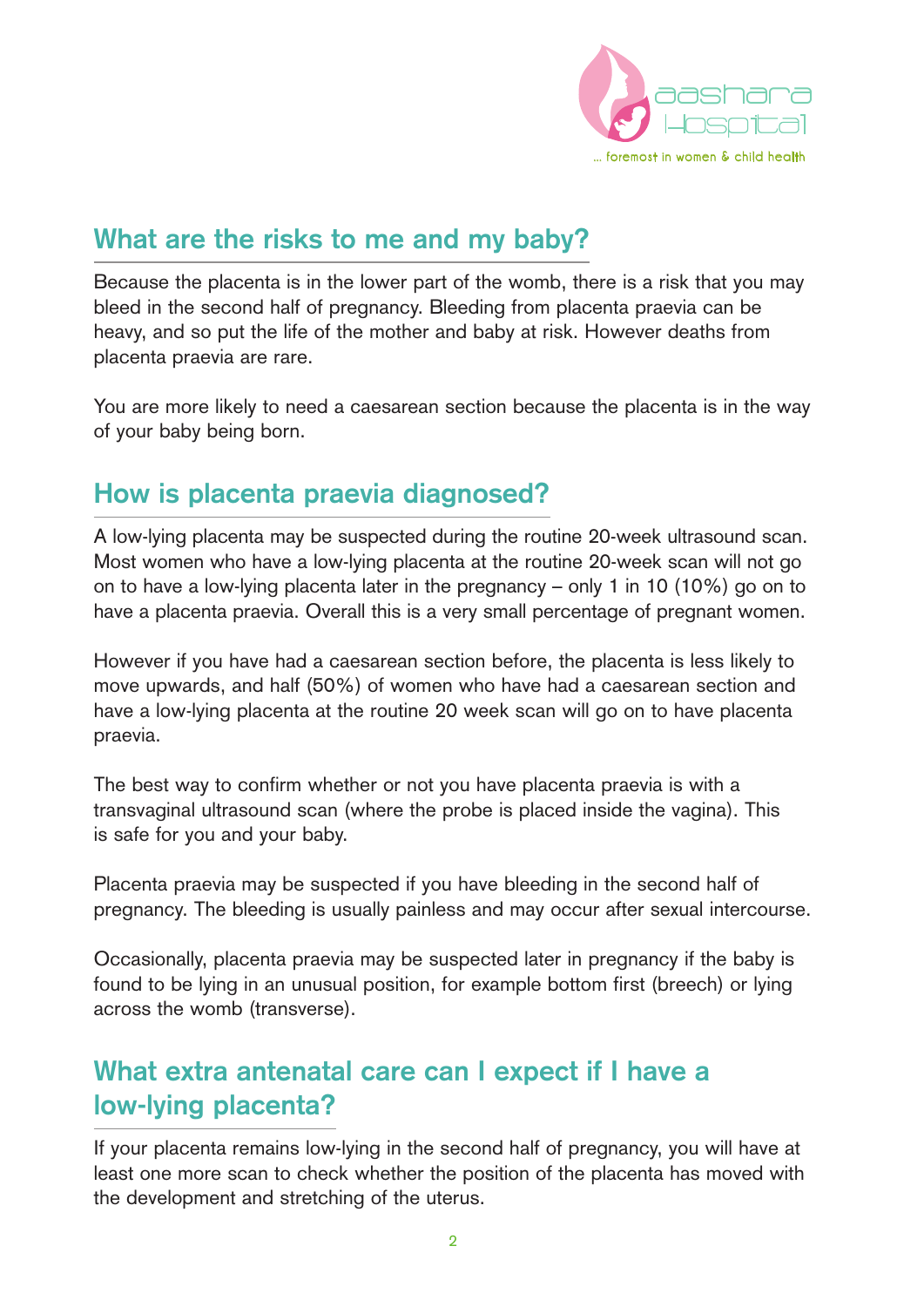## What are the risks to me and my baby?

Because the placenta is in the lower part of the womb, there is a risk that you may bleed in the second half of pregnancy. Bleeding from placenta praevia can be heavy, and so put the life of the mother and baby at risk. However deaths from placenta praevia are rare.

You are more likely to need a caesarean section because the placenta is in the way of your baby being born.

## How is placenta praevia diagnosed?

A low-lying placenta may be suspected during the routine 20-week ultrasound scan. Most women who have a low-lying placenta at the routine 20-week scan will not go on to have a low-lying placenta later in the pregnancy – only 1 in 10 (10%) go on to have a placenta praevia. Overall this is a very small percentage of pregnant women.

However if you have had a caesarean section before, the placenta is less likely to move upwards, and half (50%) of women who have had a caesarean section and have a low-lying placenta at the routine 20 week scan will go on to have placenta praevia.

The best way to confirm whether or not you have placenta praevia is with a transvaginal ultrasound scan (where the probe is placed inside the vagina). This is safe for you and your baby.

Placenta praevia may be suspected if you have bleeding in the second half of pregnancy. The bleeding is usually painless and may occur after sexual intercourse.

Occasionally, placenta praevia may be suspected later in pregnancy if the baby is found to be lying in an unusual position, for example bottom first (breech) or lying across the womb (transverse).

## What extra antenatal care can I expect if I have a low-lying placenta?

If your placenta remains low-lying in the second half of pregnancy, you will have at least one more scan to check whether the position of the placenta has moved with the development and stretching of the uterus.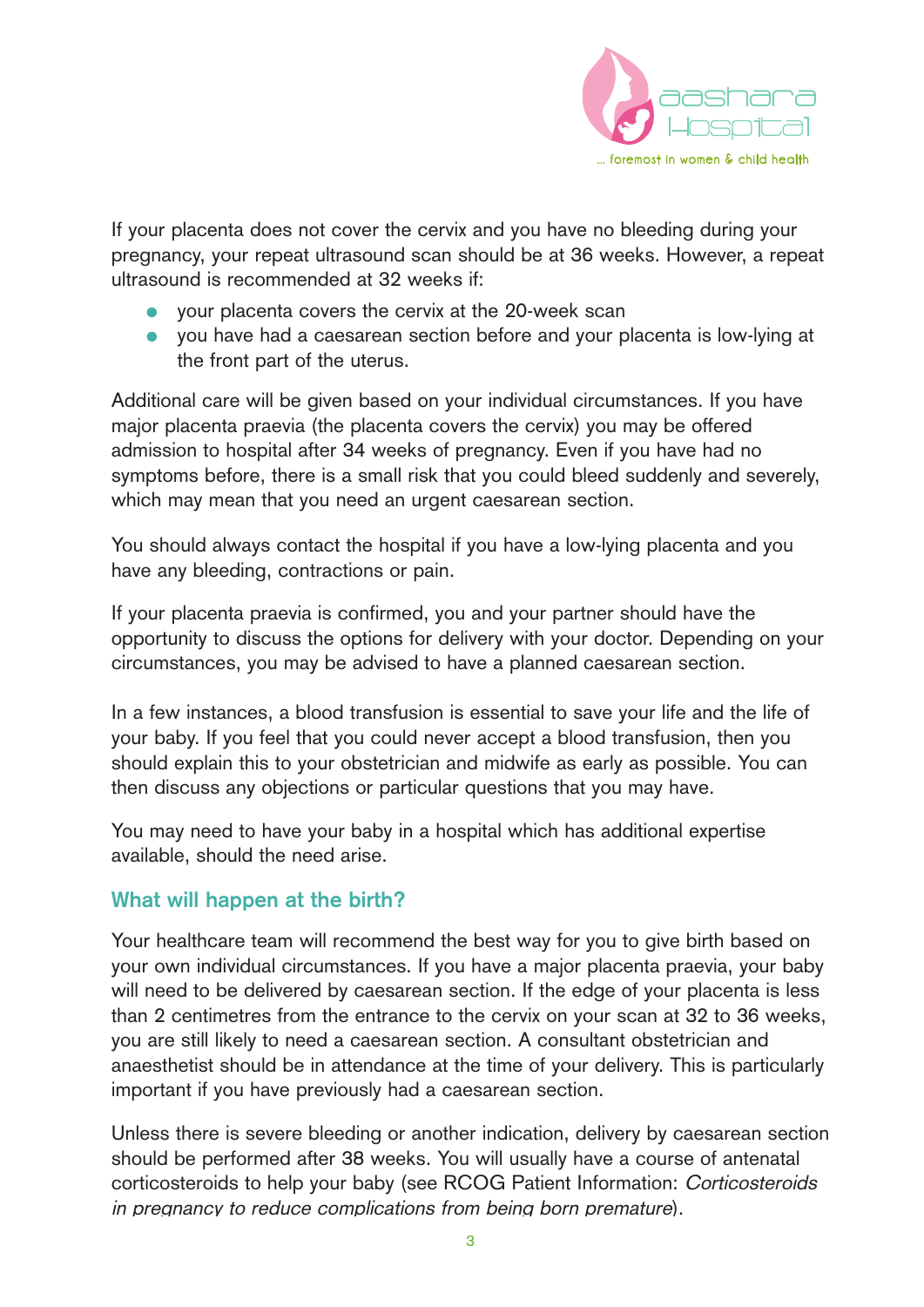If your placenta does not cover the cervix and you have no bleeding during your pregnancy, your repeat ultrasound scan should be at 36 weeks. However, a repeat ultrasound is recommended at 32 weeks if:

- your placenta covers the cervix at the 20-week scan
- you have had a caesarean section before and your placenta is low-lying at the front part of the uterus.

Additional care will be given based on your individual circumstances. If you have major placenta praevia (the placenta covers the cervix) you may be offered admission to hospital after 34 weeks of pregnancy. Even if you have had no symptoms before, there is a small risk that you could bleed suddenly and severely, which may mean that you need an urgent caesarean section.

You should always contact the hospital if you have a low-lying placenta and you have any bleeding, contractions or pain.

If your placenta praevia is confirmed, you and your partner should have the opportunity to discuss the options for delivery with your doctor. Depending on your circumstances, you may be advised to have a planned caesarean section.

In a few instances, a blood transfusion is essential to save your life and the life of your baby. If you feel that you could never accept a blood transfusion, then you should explain this to your obstetrician and midwife as early as possible. You can then discuss any objections or particular questions that you may have.

You may need to have your baby in a hospital which has additional expertise available, should the need arise.

## What will happen at the birth?

Your healthcare team will recommend the best way for you to give birth based on your own individual circumstances. If you have a major placenta praevia, your baby will need to be delivered by caesarean section. If the edge of your placenta is less than 2 centimetres from the entrance to the cervix on your scan at 32 to 36 weeks, you are still likely to need a caesarean section. A consultant obstetrician and anaesthetist should be in attendance at the time of your delivery. This is particularly important if you have previously had a caesarean section.

Unless there is severe bleeding or another indication, delivery by caesarean section should be performed after 38 weeks. You will usually have a course of antenatal corticosteroids to help your baby (see RCOG Patient Information: *Corticosteroids in pregnancy to reduce complications from being born premature*).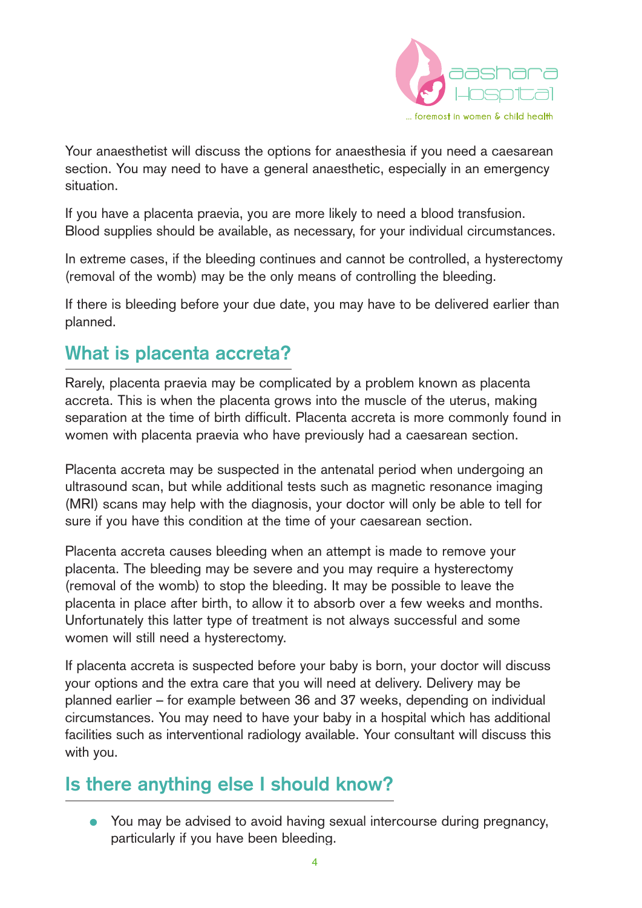Your anaesthetist will discuss the options for anaesthesia if you need a caesarean section. You may need to have a general anaesthetic, especially in an emergency situation.

If you have a placenta praevia, you are more likely to need a blood transfusion. Blood supplies should be available, as necessary, for your individual circumstances.

In extreme cases, if the bleeding continues and cannot be controlled, a hysterectomy (removal of the womb) may be the only means of controlling the bleeding.

If there is bleeding before your due date, you may have to be delivered earlier than planned.

## What is placenta accreta?

Rarely, placenta praevia may be complicated by a problem known as placenta accreta. This is when the placenta grows into the muscle of the uterus, making separation at the time of birth difficult. Placenta accreta is more commonly found in women with placenta praevia who have previously had a caesarean section.

Placenta accreta may be suspected in the antenatal period when undergoing an ultrasound scan, but while additional tests such as magnetic resonance imaging (MRI) scans may help with the diagnosis, your doctor will only be able to tell for sure if you have this condition at the time of your caesarean section.

Placenta accreta causes bleeding when an attempt is made to remove your placenta. The bleeding may be severe and you may require a hysterectomy (removal of the womb) to stop the bleeding. It may be possible to leave the placenta in place after birth, to allow it to absorb over a few weeks and months. Unfortunately this latter type of treatment is not always successful and some women will still need a hysterectomy.

If placenta accreta is suspected before your baby is born, your doctor will discuss your options and the extra care that you will need at delivery. Delivery may be planned earlier – for example between 36 and 37 weeks, depending on individual circumstances. You may need to have your baby in a hospital which has additional facilities such as interventional radiology available. Your consultant will discuss this with you.

## Is there anything else I should know?

- You may be advised to avoid having sexual intercourse during pregnancy, particularly if you have been bleeding.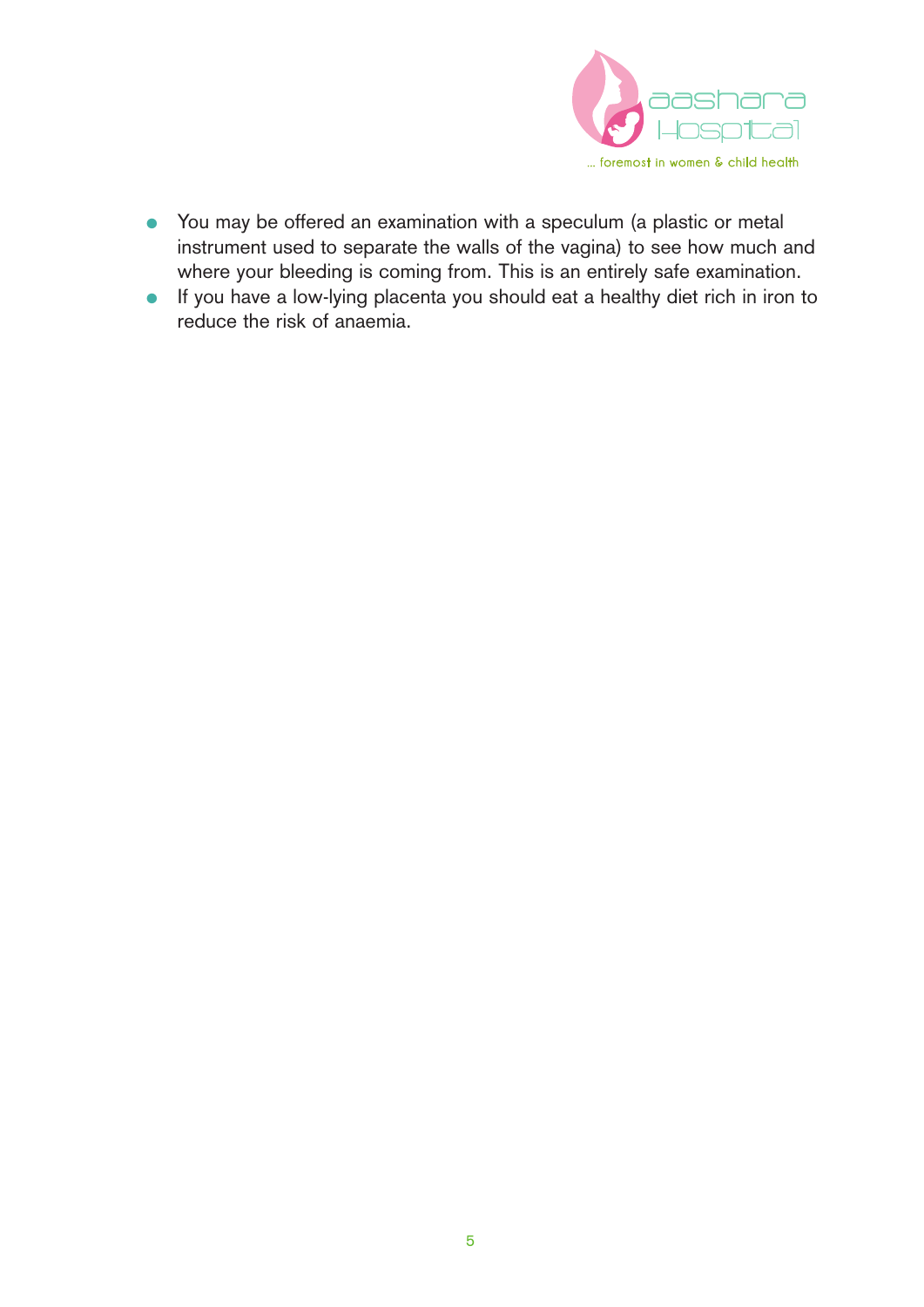- You may be offered an examination with a speculum (a plastic or metal instrument used to separate the walls of the vagina) to see how much and where your bleeding is coming from. This is an entirely safe examination.
- If you have a low-lying placenta you should eat a healthy diet rich in iron to reduce the risk of anaemia.